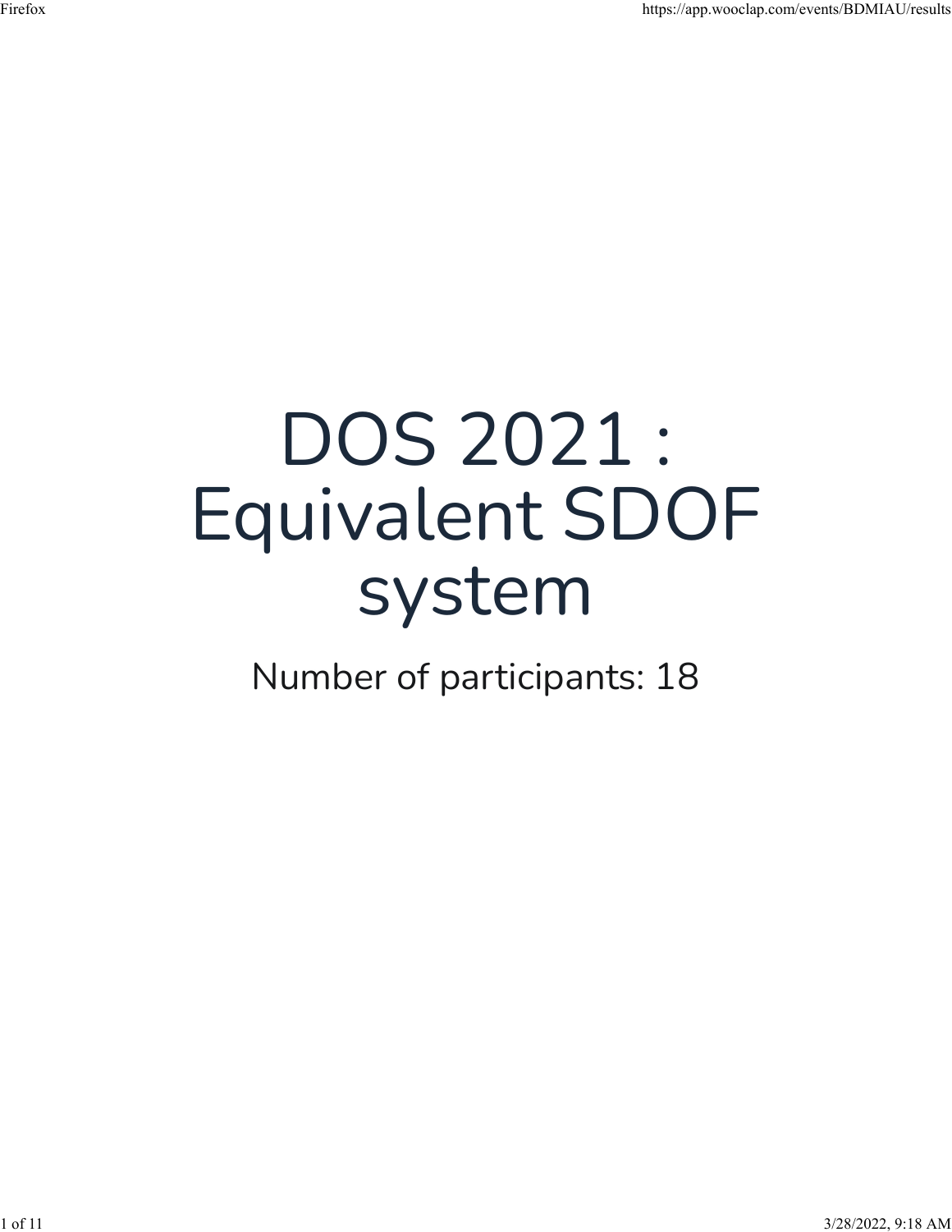# DOS 2021 : Equivalent SDOF system

Number of participants: 18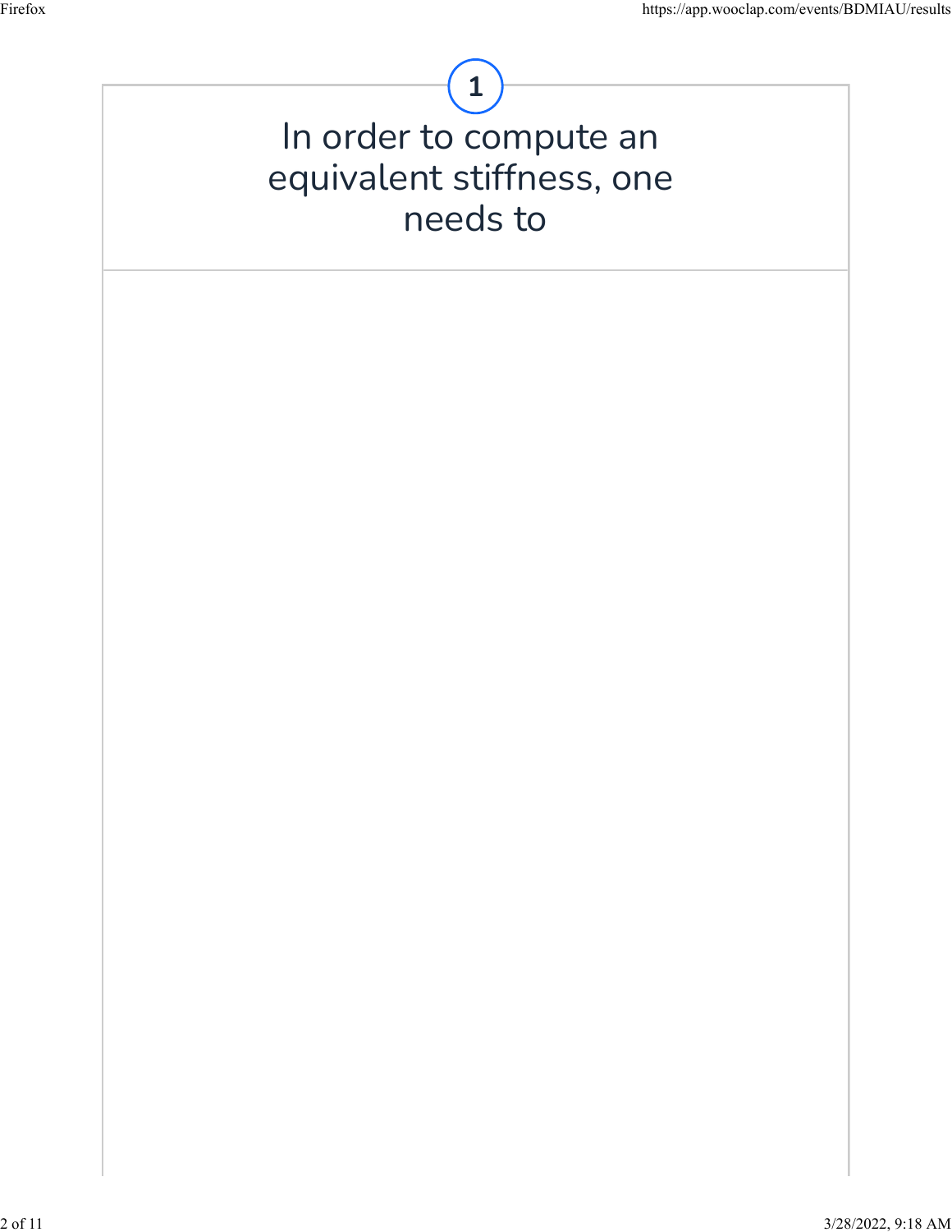**1**

# In order to compute an equivalent stiffness, one needs to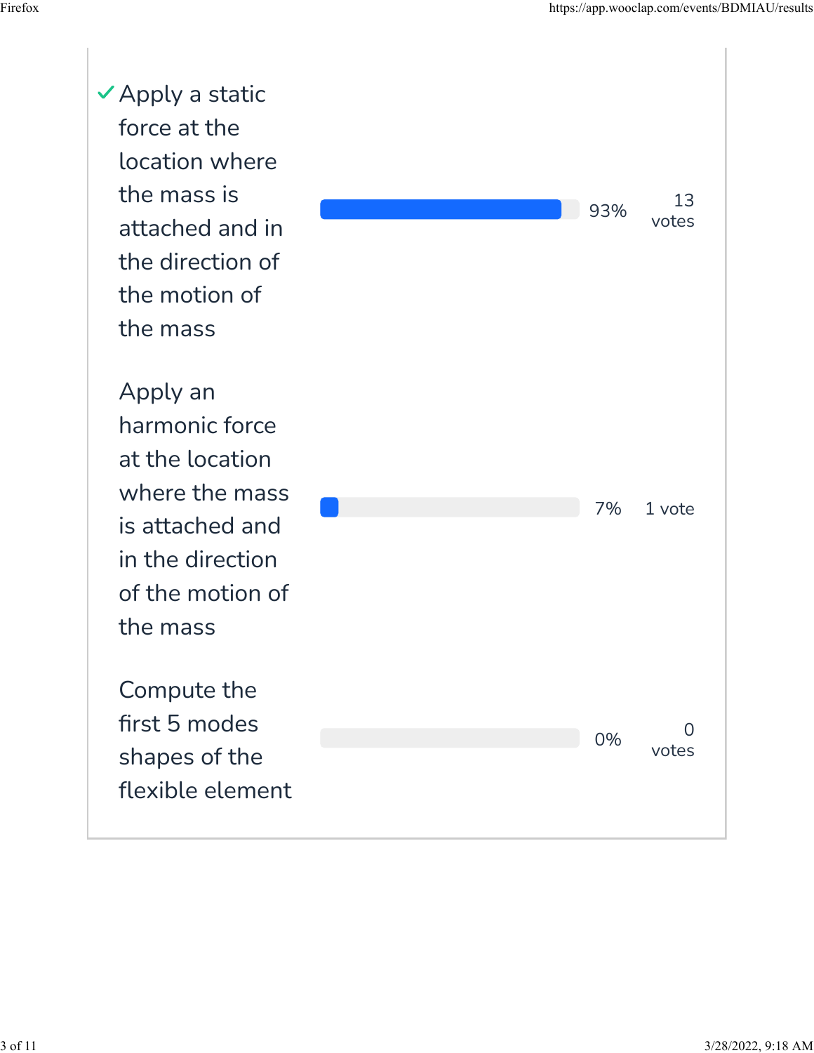| Answer | Percentage | Votes |
| --- | --- | --- |
| ✓ Apply a static force at the location where the mass is attached and in the direction of the motion of the mass | 93% | 13 votes |
| Apply an harmonic force at the location where the mass is attached and in the direction of the motion of the mass | 7% | 1 vote |
| Compute the first 5 modes shapes of the flexible element | 0% | 0 votes |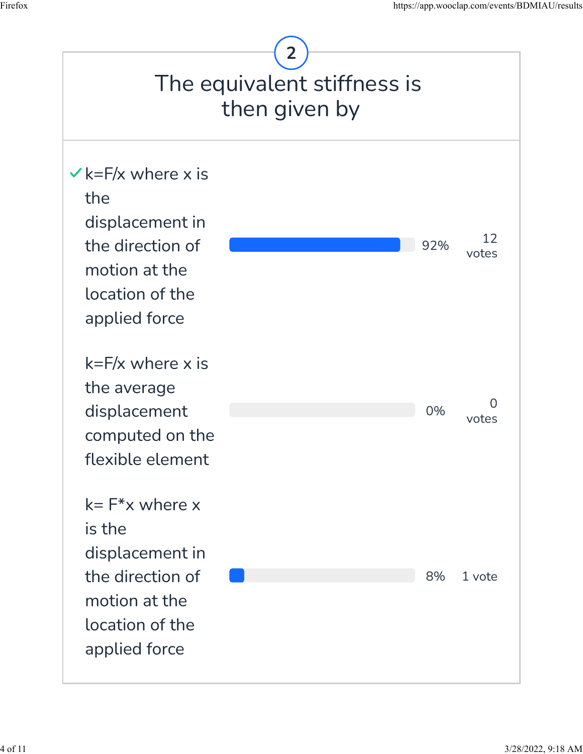## 2

# The equivalent stiffness is then given by

| Answer | Result | Votes |
| --- | --- | --- |
| ✓ $k=F/x$ where x is the displacement in the direction of motion at the location of the applied force | 92% | 12 votes |
| $k=F/x$ where x is the average displacement computed on the flexible element | 0% | 0 votes |
| $k= F*x$ where x is the displacement in the direction of motion at the location of the applied force | 8% | 1 vote |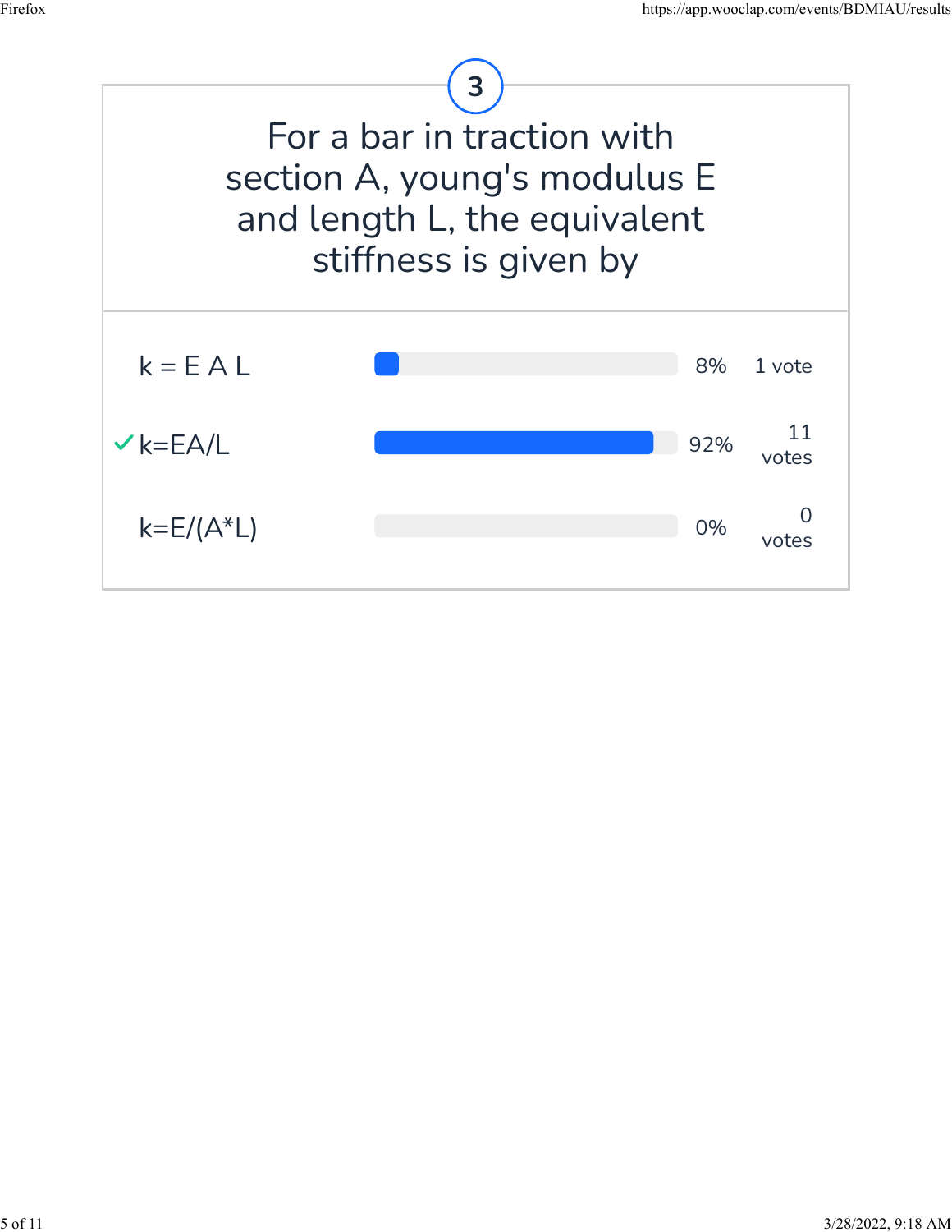## 3

For a bar in traction with section A, young's modulus E and length L, the equivalent stiffness is given by

| Answer | Percentage | Votes |
|---|---|---|
| $k = E A L$ | 8% | 1 vote |
| ✓ $k=EA/L$ | 92% | 11 votes |
| $k=E/(A*L)$ | 0% | 0 votes |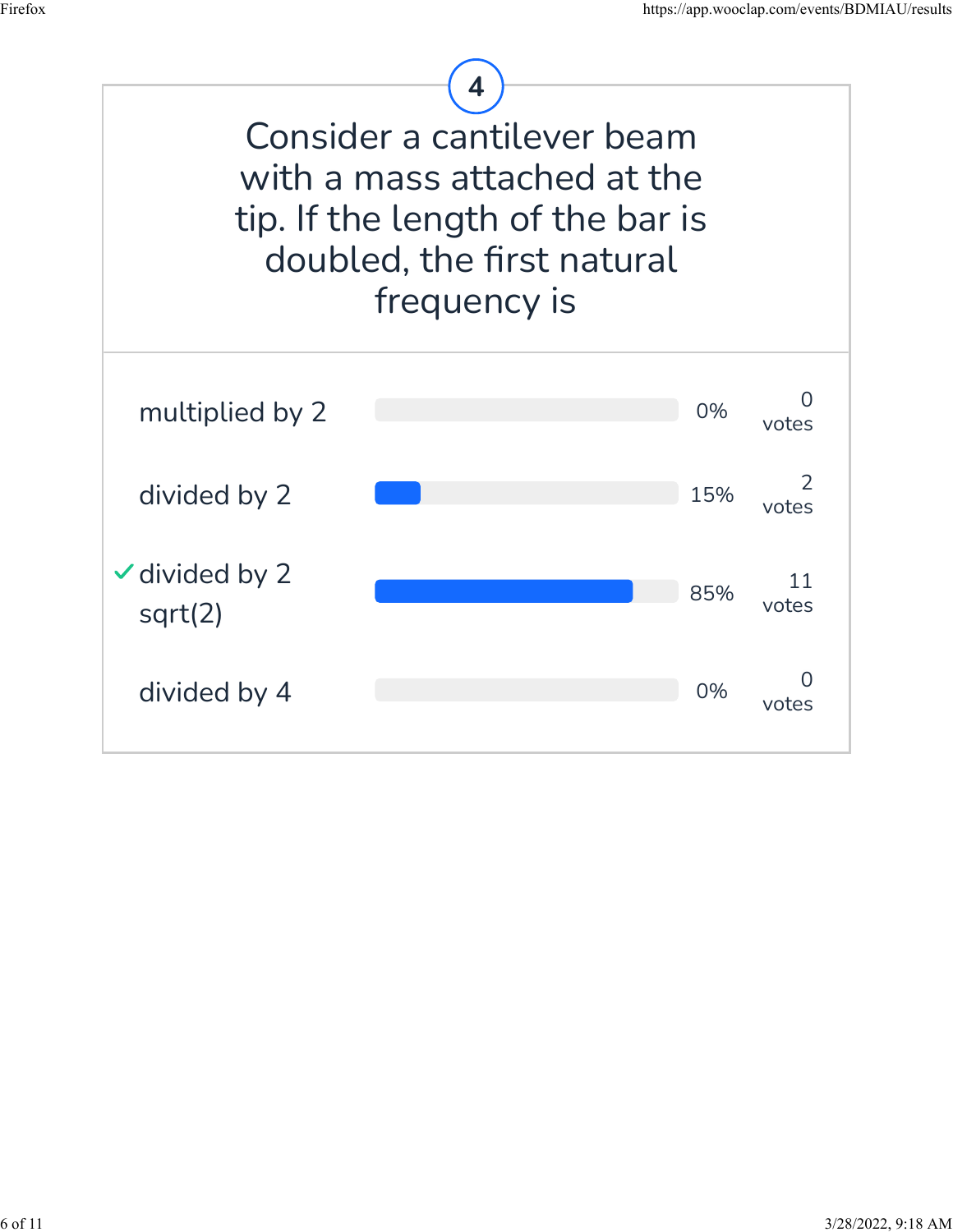## 4

Consider a cantilever beam with a mass attached at the tip. If the length of the bar is doubled, the first natural frequency is

| Option | Percentage | Votes |
|---|---|---|
| multiplied by 2 | 0% | 0 votes |
| divided by 2 | 15% | 2 votes |
| ✓ divided by 2 sqrt(2) | 85% | 11 votes |
| divided by 4 | 0% | 0 votes |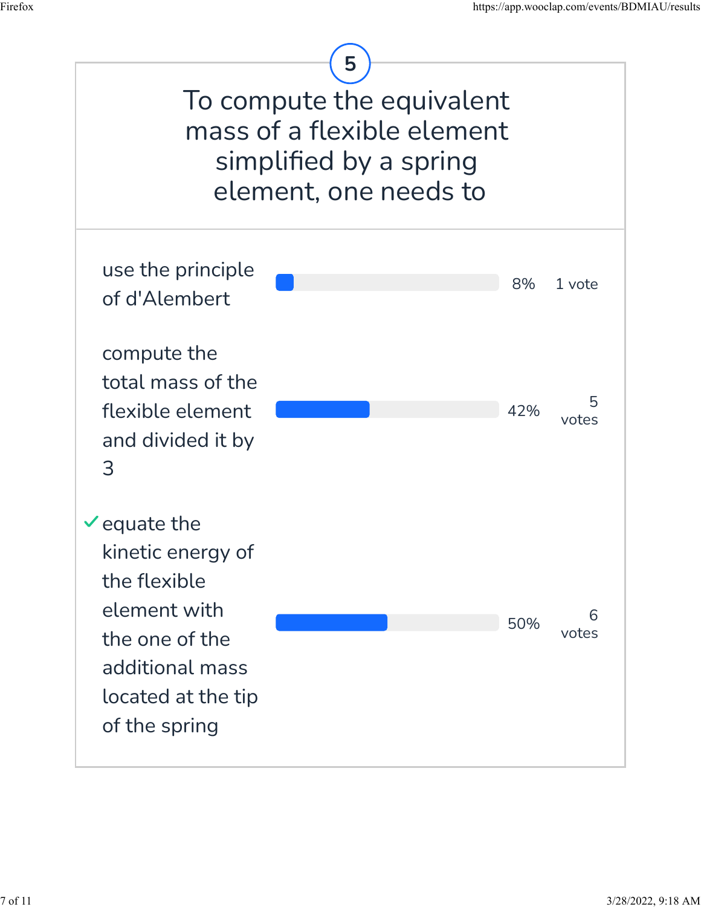# 5

## To compute the equivalent mass of a flexible element simplified by a spring element, one needs to

| Answer | Percentage | Votes |
|---|---|---|
| use the principle of d'Alembert | 8% | 1 vote |
| compute the total mass of the flexible element and divided it by 3 | 42% | 5 votes |
| ✓ equate the kinetic energy of the flexible element with the one of the additional mass located at the tip of the spring | 50% | 6 votes |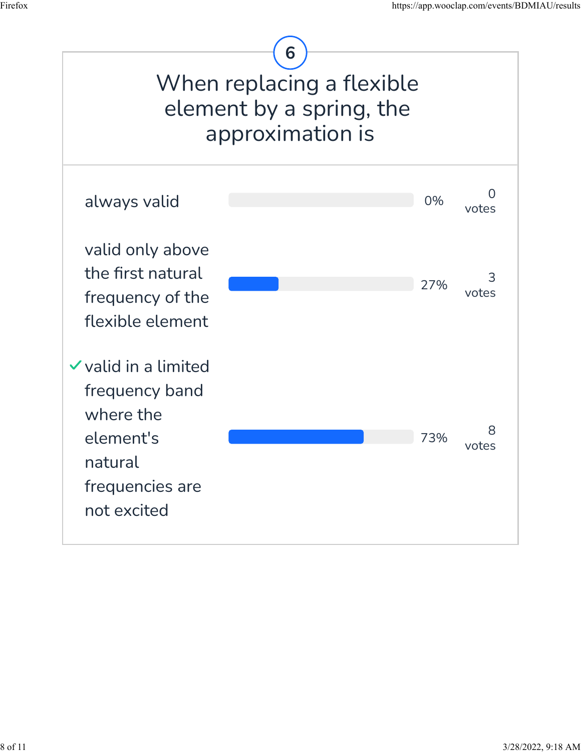## 6

# When replacing a flexible element by a spring, the approximation is

| Option | Percentage | Votes |
|---|---|---|
| always valid | 0% | 0 votes |
| valid only above the first natural frequency of the flexible element | 27% | 3 votes |
| ✓ valid in a limited frequency band where the element's natural frequencies are not excited | 73% | 8 votes |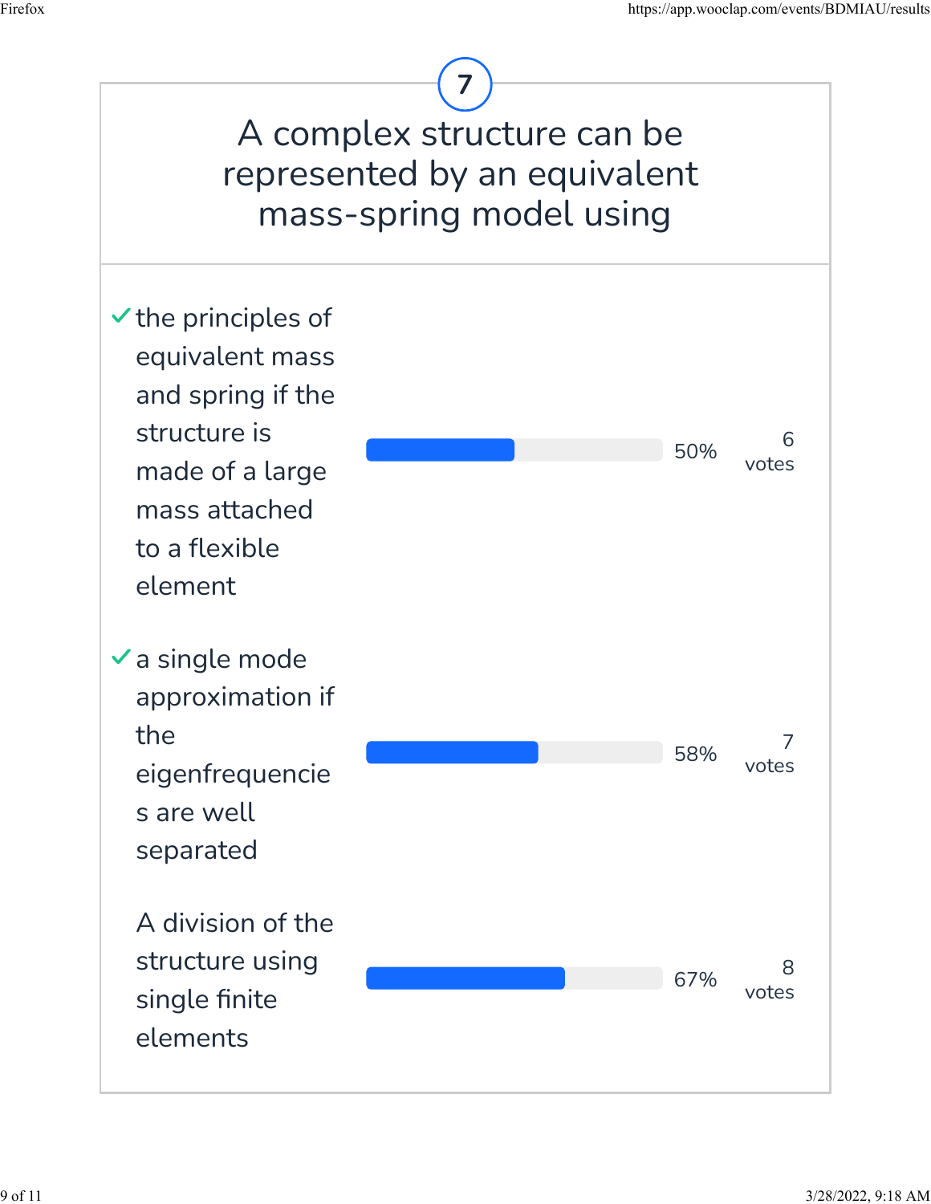## 7

# A complex structure can be represented by an equivalent mass-spring model using

| Answer | Result | Votes |
| --- | --- | --- |
| ✓ the principles of equivalent mass and spring if the structure is made of a large mass attached to a flexible element | 50% | 6 votes |
| ✓ a single mode approximation if the eigenfrequencies are well separated | 58% | 7 votes |
| A division of the structure using single finite elements | 67% | 8 votes |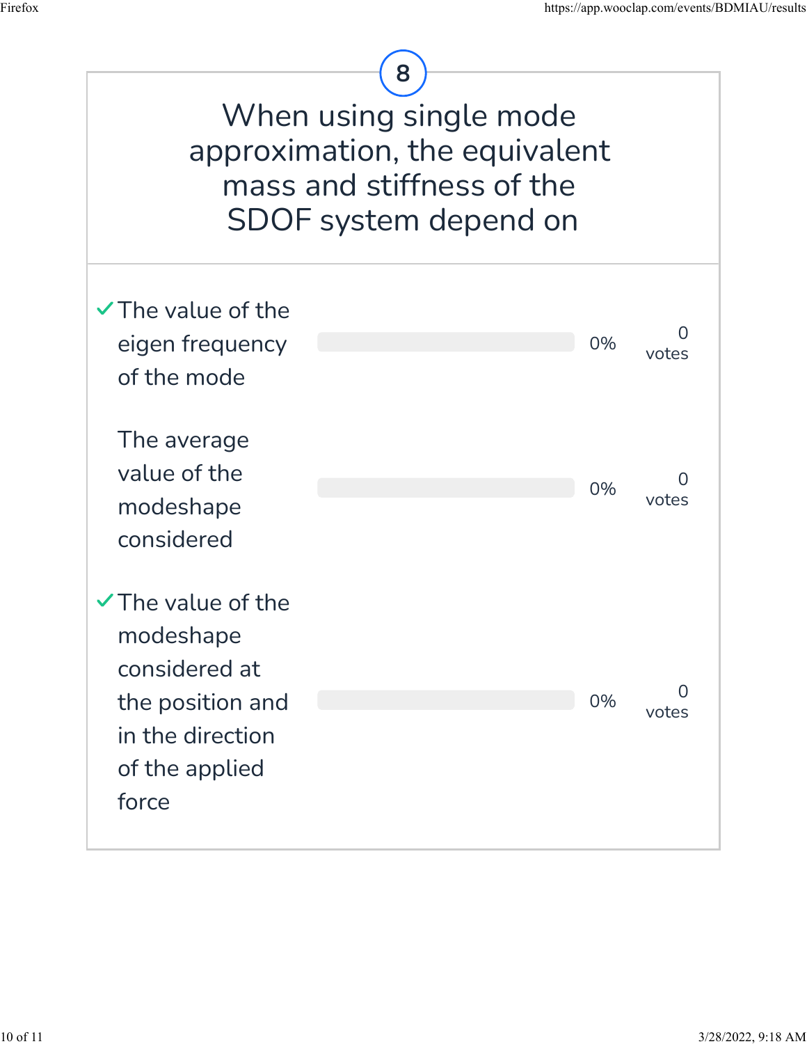8

# When using single mode approximation, the equivalent mass and stiffness of the SDOF system depend on

| | | | |
|---|---|---|---|
| ✓ The value of the eigen frequency of the mode | | 0% | 0 votes |
| The average value of the modeshape considered | | 0% | 0 votes |
| ✓ The value of the modeshape considered at the position and in the direction of the applied force | | 0% | 0 votes |